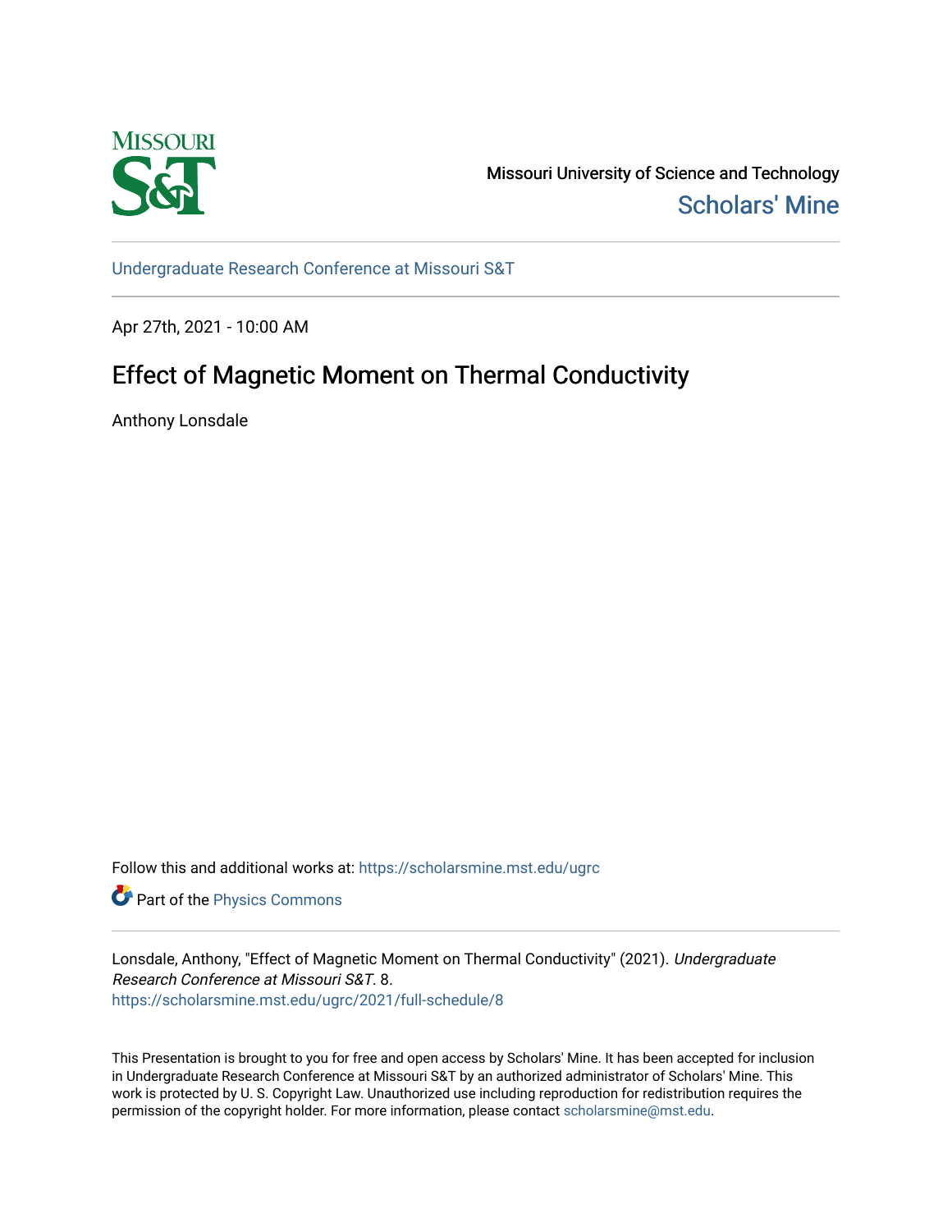Missouri University of Science and Technology

Scholars' Mine

Undergraduate Research Conference at Missouri S&T

Apr 27th, 2021 - 10:00 AM

# Effect of Magnetic Moment on Thermal Conductivity

Anthony Lonsdale

Follow this and additional works at: https://scholarsmine.mst.edu/ugrc

Part of the Physics Commons

Lonsdale, Anthony, "Effect of Magnetic Moment on Thermal Conductivity" (2021). *Undergraduate Research Conference at Missouri S&T*. 8.
https://scholarsmine.mst.edu/ugrc/2021/full-schedule/8

This Presentation is brought to you for free and open access by Scholars' Mine. It has been accepted for inclusion in Undergraduate Research Conference at Missouri S&T by an authorized administrator of Scholars' Mine. This work is protected by U. S. Copyright Law. Unauthorized use including reproduction for redistribution requires the permission of the copyright holder. For more information, please contact scholarsmine@mst.edu.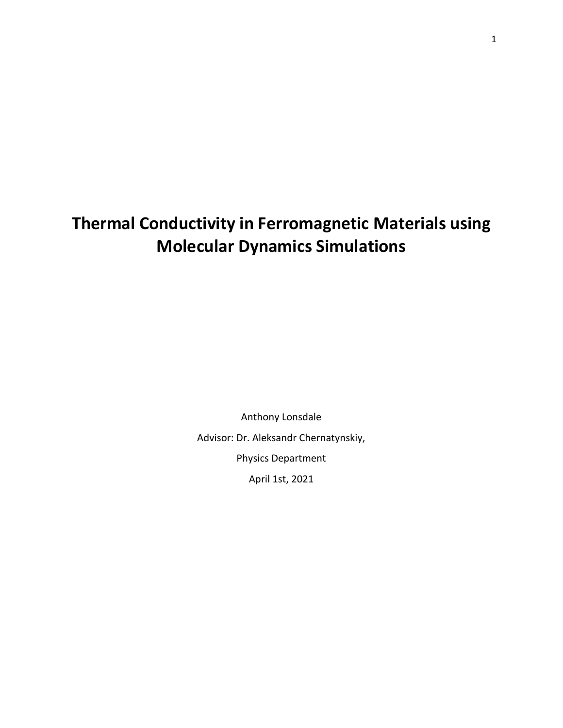# Thermal Conductivity in Ferromagnetic Materials using Molecular Dynamics Simulations

Anthony Lonsdale

Advisor: Dr. Aleksandr Chernatynskiy,

Physics Department

April 1st, 2021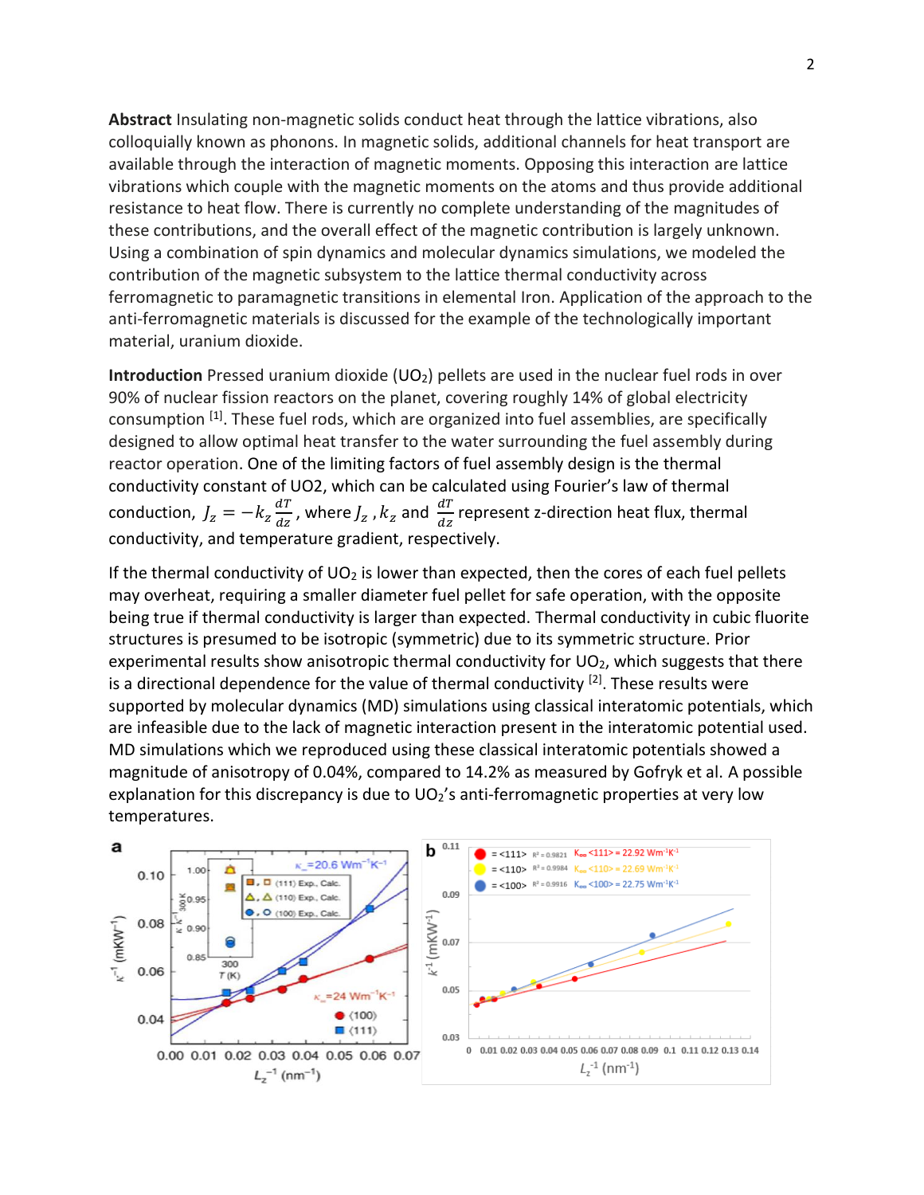**Abstract** Insulating non-magnetic solids conduct heat through the lattice vibrations, also colloquially known as phonons. In magnetic solids, additional channels for heat transport are available through the interaction of magnetic moments. Opposing this interaction are lattice vibrations which couple with the magnetic moments on the atoms and thus provide additional resistance to heat flow. There is currently no complete understanding of the magnitudes of these contributions, and the overall effect of the magnetic contribution is largely unknown. Using a combination of spin dynamics and molecular dynamics simulations, we modeled the contribution of the magnetic subsystem to the lattice thermal conductivity across ferromagnetic to paramagnetic transitions in elemental Iron. Application of the approach to the anti-ferromagnetic materials is discussed for the example of the technologically important material, uranium dioxide.

**Introduction** Pressed uranium dioxide ($UO_2$) pellets are used in the nuclear fuel rods in over 90% of nuclear fission reactors on the planet, covering roughly 14% of global electricity consumption [1]. These fuel rods, which are organized into fuel assemblies, are specifically designed to allow optimal heat transfer to the water surrounding the fuel assembly during reactor operation. One of the limiting factors of fuel assembly design is the thermal conductivity constant of UO2, which can be calculated using Fourier's law of thermal conduction, $J_z = -k_z \frac{dT}{dz}$, where $J_z$ , $k_z$ and $\frac{dT}{dz}$ represent z-direction heat flux, thermal conductivity, and temperature gradient, respectively.

If the thermal conductivity of $UO_2$ is lower than expected, then the cores of each fuel pellets may overheat, requiring a smaller diameter fuel pellet for safe operation, with the opposite being true if thermal conductivity is larger than expected. Thermal conductivity in cubic fluorite structures is presumed to be isotropic (symmetric) due to its symmetric structure. Prior experimental results show anisotropic thermal conductivity for $UO_2$, which suggests that there is a directional dependence for the value of thermal conductivity [2]. These results were supported by molecular dynamics (MD) simulations using classical interatomic potentials, which are infeasible due to the lack of magnetic interaction present in the interatomic potential used. MD simulations which we reproduced using these classical interatomic potentials showed a magnitude of anisotropy of 0.04%, compared to 14.2% as measured by Gofryk et al. A possible explanation for this discrepancy is due to $UO_2$'s anti-ferromagnetic properties at very low temperatures.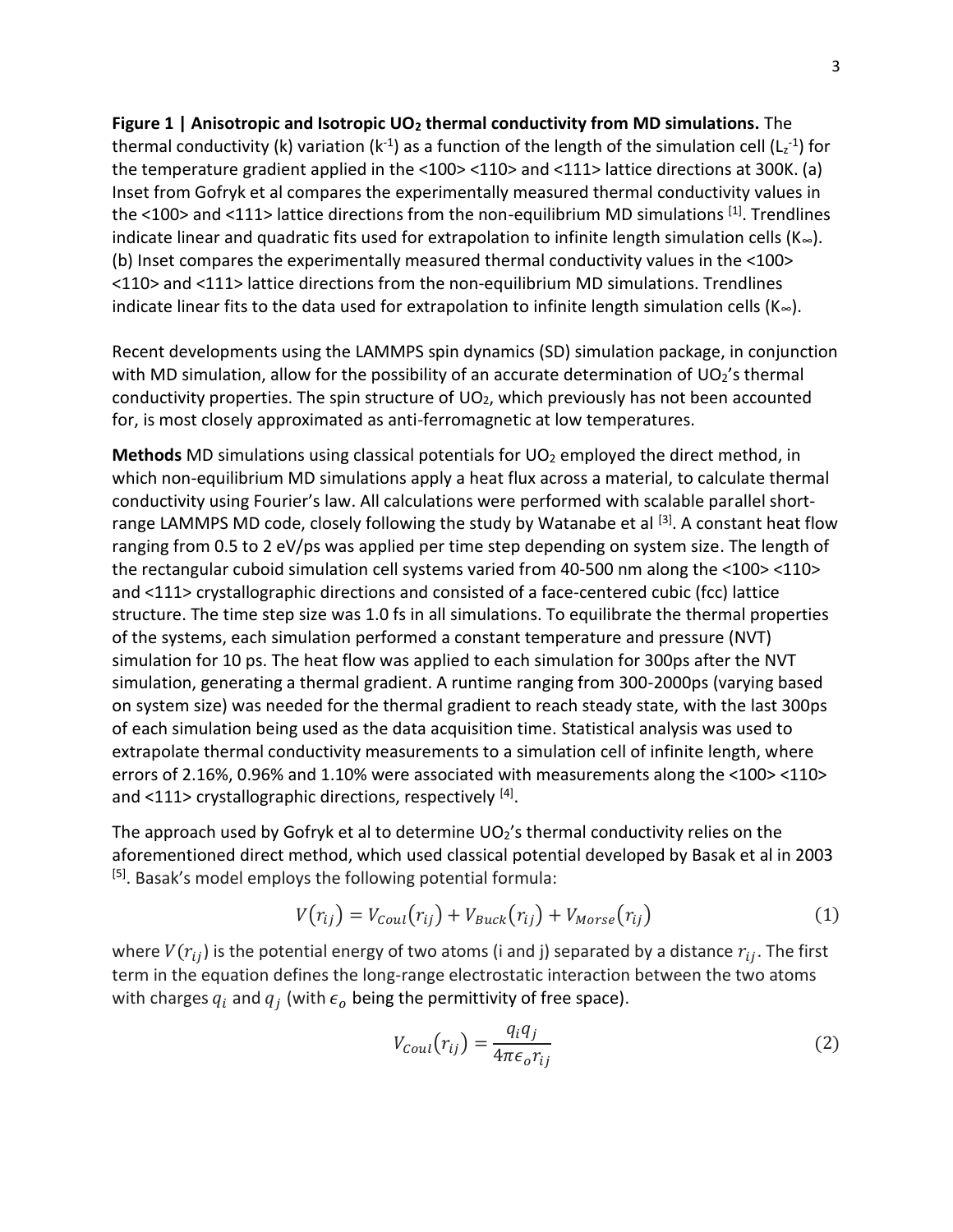**Figure 1 | Anisotropic and Isotropic $UO_2$ thermal conductivity from MD simulations.** The thermal conductivity (k) variation ($k^{-1}$) as a function of the length of the simulation cell ($L_z^{-1}$) for the temperature gradient applied in the <100> <110> and <111> lattice directions at 300K. (a) Inset from Gofryk et al compares the experimentally measured thermal conductivity values in the <100> and <111> lattice directions from the non-equilibrium MD simulations [1]. Trendlines indicate linear and quadratic fits used for extrapolation to infinite length simulation cells ($K_\infty$). (b) Inset compares the experimentally measured thermal conductivity values in the <100> <110> and <111> lattice directions from the non-equilibrium MD simulations. Trendlines indicate linear fits to the data used for extrapolation to infinite length simulation cells ($K_\infty$).

Recent developments using the LAMMPS spin dynamics (SD) simulation package, in conjunction with MD simulation, allow for the possibility of an accurate determination of $UO_2$'s thermal conductivity properties. The spin structure of $UO_2$, which previously has not been accounted for, is most closely approximated as anti-ferromagnetic at low temperatures.

**Methods** MD simulations using classical potentials for $UO_2$ employed the direct method, in which non-equilibrium MD simulations apply a heat flux across a material, to calculate thermal conductivity using Fourier's law. All calculations were performed with scalable parallel short-range LAMMPS MD code, closely following the study by Watanabe et al [3]. A constant heat flow ranging from 0.5 to 2 eV/ps was applied per time step depending on system size. The length of the rectangular cuboid simulation cell systems varied from 40-500 nm along the <100> <110> and <111> crystallographic directions and consisted of a face-centered cubic (fcc) lattice structure. The time step size was 1.0 fs in all simulations. To equilibrate the thermal properties of the systems, each simulation performed a constant temperature and pressure (NVT) simulation for 10 ps. The heat flow was applied to each simulation for 300ps after the NVT simulation, generating a thermal gradient. A runtime ranging from 300-2000ps (varying based on system size) was needed for the thermal gradient to reach steady state, with the last 300ps of each simulation being used as the data acquisition time. Statistical analysis was used to extrapolate thermal conductivity measurements to a simulation cell of infinite length, where errors of 2.16%, 0.96% and 1.10% were associated with measurements along the <100> <110> and <111> crystallographic directions, respectively [4].

The approach used by Gofryk et al to determine $UO_2$'s thermal conductivity relies on the aforementioned direct method, which used classical potential developed by Basak et al in 2003 [5]. Basak's model employs the following potential formula:

$$V(r_{ij}) = V_{Coul}(r_{ij}) + V_{Buck}(r_{ij}) + V_{Morse}(r_{ij}) \tag{1}$$

where $V(r_{ij})$ is the potential energy of two atoms (i and j) separated by a distance $r_{ij}$. The first term in the equation defines the long-range electrostatic interaction between the two atoms with charges $q_i$ and $q_j$ (with $\epsilon_o$ being the permittivity of free space).

$$V_{Coul}(r_{ij}) = \frac{q_i q_j}{4\pi\epsilon_o r_{ij}} \tag{2}$$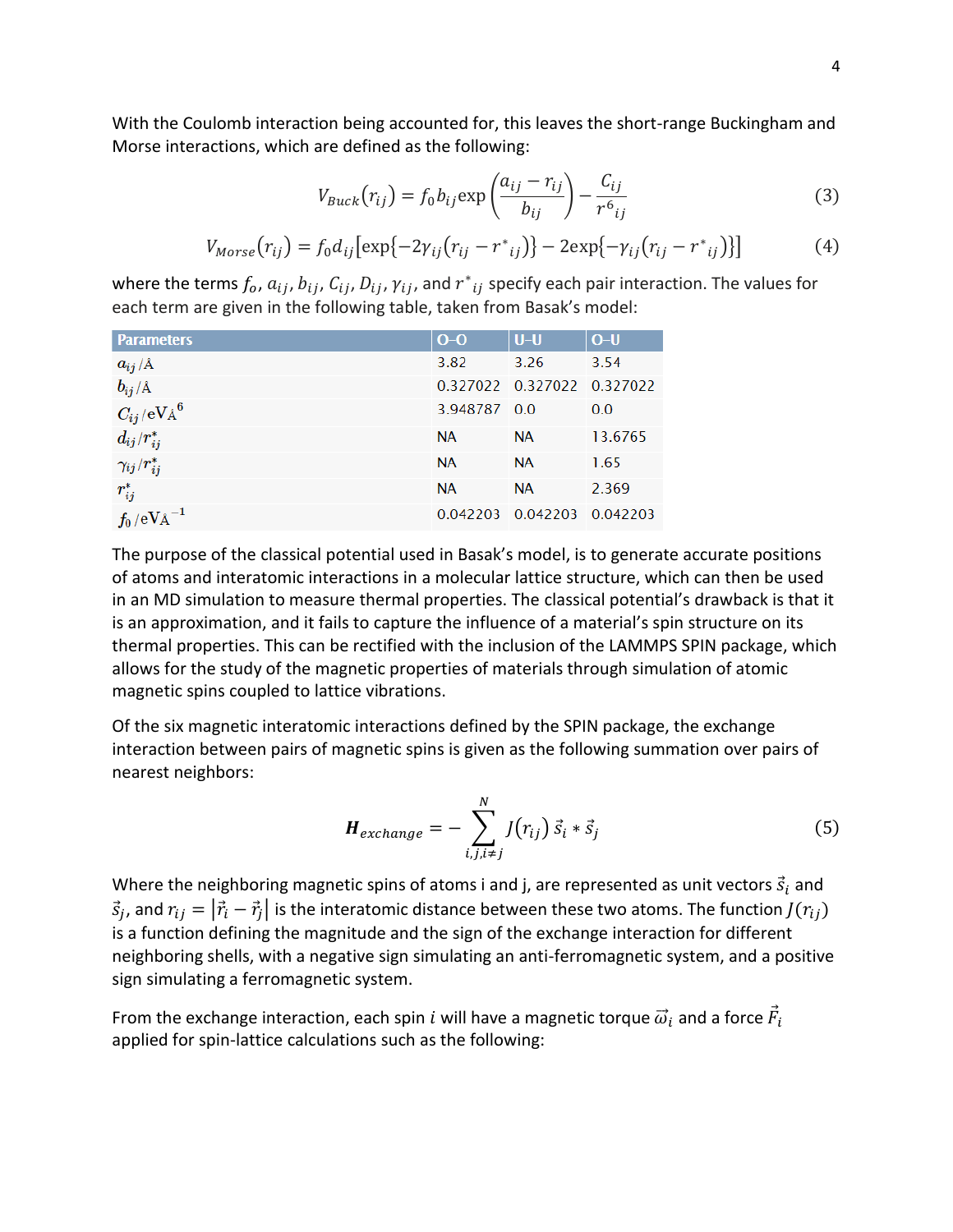With the Coulomb interaction being accounted for, this leaves the short-range Buckingham and Morse interactions, which are defined as the following:

$$V_{Buck}(r_{ij}) = f_0 b_{ij} \exp\left(\frac{a_{ij} - r_{ij}}{b_{ij}}\right) - \frac{C_{ij}}{r^6{}_{ij}} \tag{3}$$

$$V_{Morse}(r_{ij}) = f_0 d_{ij}\left[\exp\{-2\gamma_{ij}(r_{ij} - r^*{}_{ij})\} - 2\exp\{-\gamma_{ij}(r_{ij} - r^*{}_{ij})\}\right] \tag{4}$$

where the terms $f_o$, $a_{ij}$, $b_{ij}$, $C_{ij}$, $D_{ij}$, $\gamma_{ij}$, and $r^*{}_{ij}$ specify each pair interaction. The values for each term are given in the following table, taken from Basak's model:

| Parameters | O–O | U–U | O–U |
|---|---|---|---|
| $a_{ij}$ /Å | 3.82 | 3.26 | 3.54 |
| $b_{ij}$ /Å | 0.327022 | 0.327022 | 0.327022 |
| $C_{ij}$ /eVÅ$^6$ | 3.948787 | 0.0 | 0.0 |
| $d_{ij}/r^*_{ij}$ | NA | NA | 13.6765 |
| $\gamma_{ij}/r^*_{ij}$ | NA | NA | 1.65 |
| $r^*_{ij}$ | NA | NA | 2.369 |
| $f_0$ /eVÅ$^{-1}$ | 0.042203 | 0.042203 | 0.042203 |

The purpose of the classical potential used in Basak's model, is to generate accurate positions of atoms and interatomic interactions in a molecular lattice structure, which can then be used in an MD simulation to measure thermal properties. The classical potential's drawback is that it is an approximation, and it fails to capture the influence of a material's spin structure on its thermal properties. This can be rectified with the inclusion of the LAMMPS SPIN package, which allows for the study of the magnetic properties of materials through simulation of atomic magnetic spins coupled to lattice vibrations.

Of the six magnetic interatomic interactions defined by the SPIN package, the exchange interaction between pairs of magnetic spins is given as the following summation over pairs of nearest neighbors:

$$\boldsymbol{H}_{exchange} = -\sum_{i,j,i\neq j}^{N} J(r_{ij})\, \vec{s}_i * \vec{s}_j \tag{5}$$

Where the neighboring magnetic spins of atoms i and j, are represented as unit vectors $\vec{s}_i$ and $\vec{s}_j$, and $r_{ij} = |\vec{r}_i - \vec{r}_j|$ is the interatomic distance between these two atoms. The function $J(r_{ij})$ is a function defining the magnitude and the sign of the exchange interaction for different neighboring shells, with a negative sign simulating an anti-ferromagnetic system, and a positive sign simulating a ferromagnetic system.

From the exchange interaction, each spin $i$ will have a magnetic torque $\vec{\omega}_i$ and a force $\vec{F}_i$ applied for spin-lattice calculations such as the following: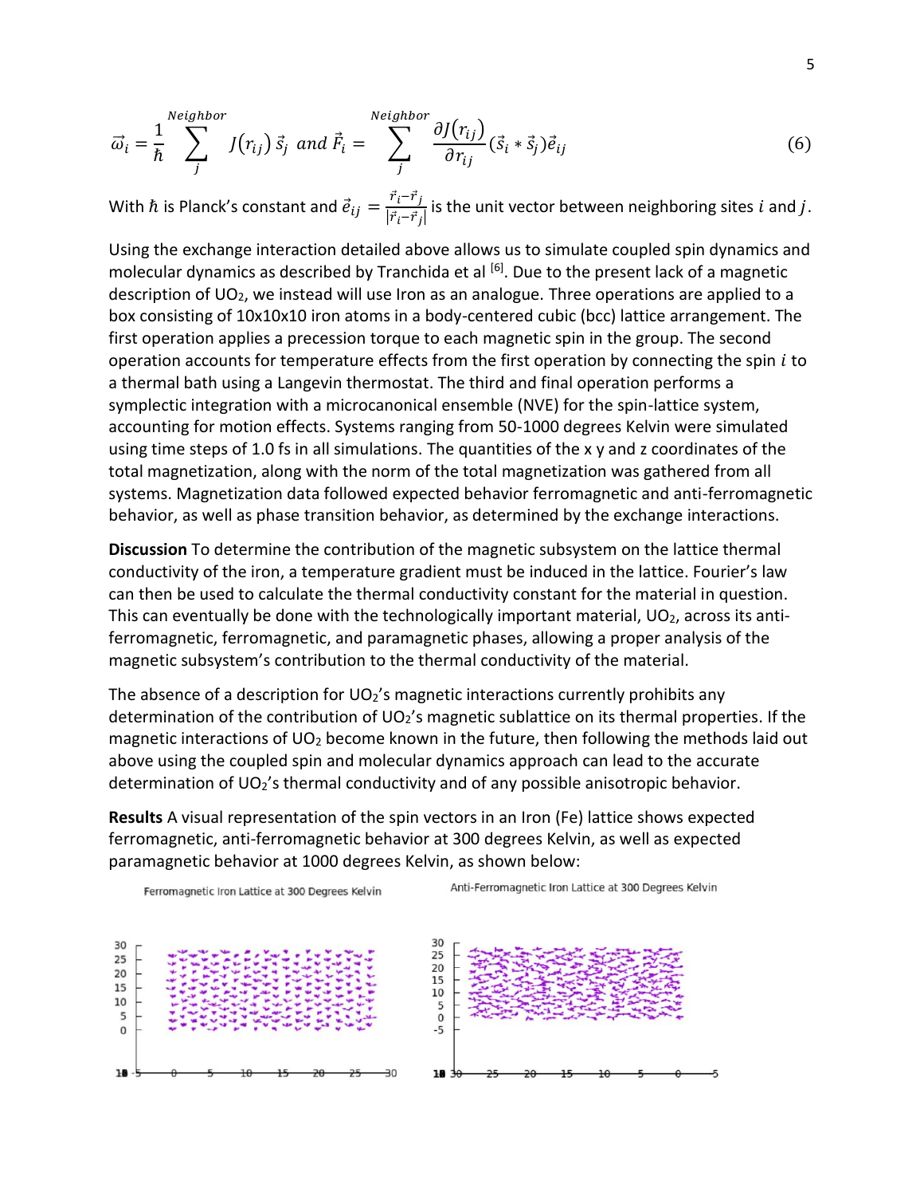$$\vec{\omega}_i = \frac{1}{\hbar} \sum_{j}^{Neighbor} J(r_{ij})\, \vec{s}_j \; and \; \vec{F}_i = \sum_{j}^{Neighbor} \frac{\partial J(r_{ij})}{\partial r_{ij}} (\vec{s}_i * \vec{s}_j) \vec{e}_{ij} \tag{6}$$

With $\hbar$ is Planck's constant and $\vec{e}_{ij} = \frac{\vec{r}_i - \vec{r}_j}{|\vec{r}_i - \vec{r}_j|}$ is the unit vector between neighboring sites $i$ and $j$.

Using the exchange interaction detailed above allows us to simulate coupled spin dynamics and molecular dynamics as described by Tranchida et al [6]. Due to the present lack of a magnetic description of $UO_2$, we instead will use Iron as an analogue. Three operations are applied to a box consisting of 10x10x10 iron atoms in a body-centered cubic (bcc) lattice arrangement. The first operation applies a precession torque to each magnetic spin in the group. The second operation accounts for temperature effects from the first operation by connecting the spin $i$ to a thermal bath using a Langevin thermostat. The third and final operation performs a symplectic integration with a microcanonical ensemble (NVE) for the spin-lattice system, accounting for motion effects. Systems ranging from 50-1000 degrees Kelvin were simulated using time steps of 1.0 fs in all simulations. The quantities of the x y and z coordinates of the total magnetization, along with the norm of the total magnetization was gathered from all systems. Magnetization data followed expected behavior ferromagnetic and anti-ferromagnetic behavior, as well as phase transition behavior, as determined by the exchange interactions.

**Discussion** To determine the contribution of the magnetic subsystem on the lattice thermal conductivity of the iron, a temperature gradient must be induced in the lattice. Fourier's law can then be used to calculate the thermal conductivity constant for the material in question. This can eventually be done with the technologically important material, $UO_2$, across its anti-ferromagnetic, ferromagnetic, and paramagnetic phases, allowing a proper analysis of the magnetic subsystem's contribution to the thermal conductivity of the material.

The absence of a description for $UO_2$'s magnetic interactions currently prohibits any determination of the contribution of $UO_2$'s magnetic sublattice on its thermal properties. If the magnetic interactions of $UO_2$ become known in the future, then following the methods laid out above using the coupled spin and molecular dynamics approach can lead to the accurate determination of $UO_2$'s thermal conductivity and of any possible anisotropic behavior.

**Results** A visual representation of the spin vectors in an Iron (Fe) lattice shows expected ferromagnetic, anti-ferromagnetic behavior at 300 degrees Kelvin, as well as expected paramagnetic behavior at 1000 degrees Kelvin, as shown below:

Ferromagnetic Iron Lattice at 300 Degrees Kelvin

Anti-Ferromagnetic Iron Lattice at 300 Degrees Kelvin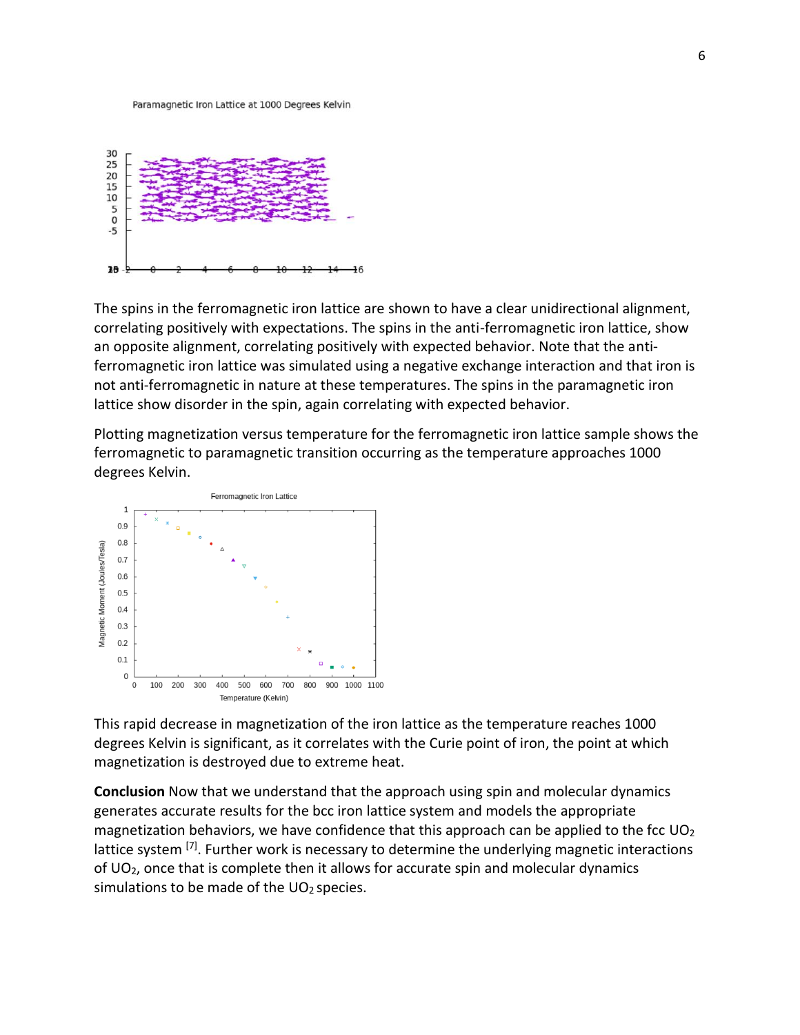Paramagnetic Iron Lattice at 1000 Degrees Kelvin

The spins in the ferromagnetic iron lattice are shown to have a clear unidirectional alignment, correlating positively with expectations. The spins in the anti-ferromagnetic iron lattice, show an opposite alignment, correlating positively with expected behavior. Note that the anti-ferromagnetic iron lattice was simulated using a negative exchange interaction and that iron is not anti-ferromagnetic in nature at these temperatures. The spins in the paramagnetic iron lattice show disorder in the spin, again correlating with expected behavior.

Plotting magnetization versus temperature for the ferromagnetic iron lattice sample shows the ferromagnetic to paramagnetic transition occurring as the temperature approaches 1000 degrees Kelvin.

Ferromagnetic Iron Lattice

This rapid decrease in magnetization of the iron lattice as the temperature reaches 1000 degrees Kelvin is significant, as it correlates with the Curie point of iron, the point at which magnetization is destroyed due to extreme heat.

**Conclusion** Now that we understand that the approach using spin and molecular dynamics generates accurate results for the bcc iron lattice system and models the appropriate magnetization behaviors, we have confidence that this approach can be applied to the fcc $UO_2$ lattice system [7]. Further work is necessary to determine the underlying magnetic interactions of $UO_2$, once that is complete then it allows for accurate spin and molecular dynamics simulations to be made of the $UO_2$ species.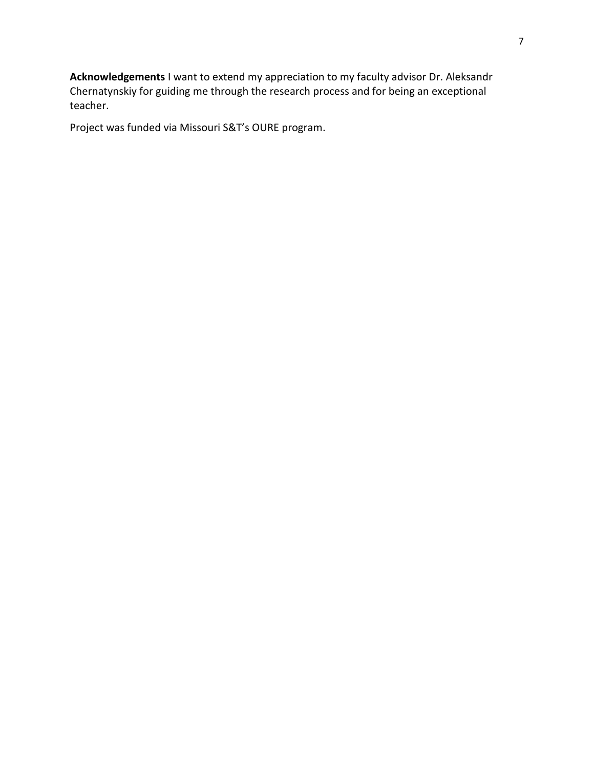**Acknowledgements** I want to extend my appreciation to my faculty advisor Dr. Aleksandr Chernatynskiy for guiding me through the research process and for being an exceptional teacher.

Project was funded via Missouri S&T's OURE program.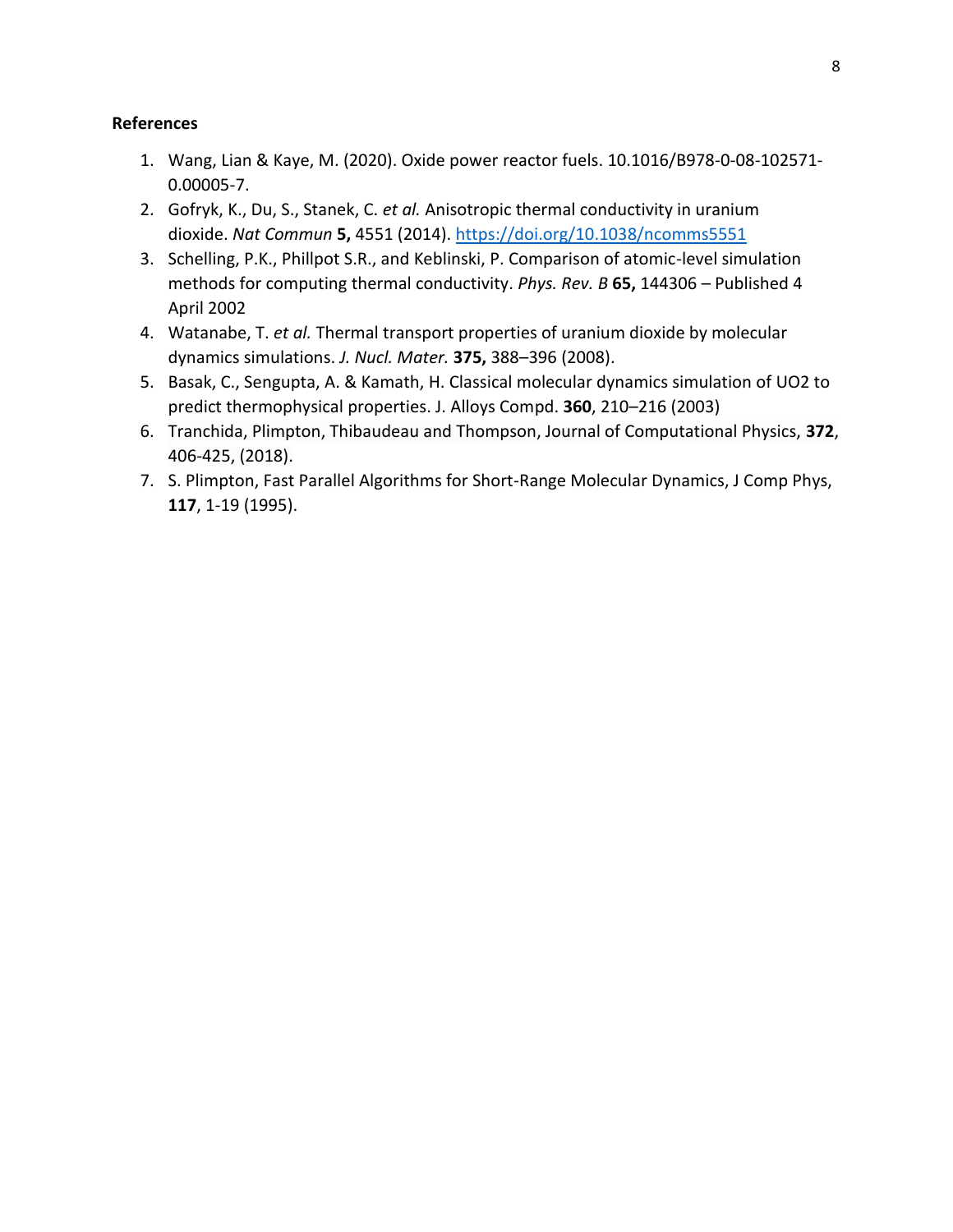**References**

1. Wang, Lian & Kaye, M. (2020). Oxide power reactor fuels. 10.1016/B978-0-08-102571-0.00005-7.
2. Gofryk, K., Du, S., Stanek, C. *et al.* Anisotropic thermal conductivity in uranium dioxide. *Nat Commun* **5,** 4551 (2014). https://doi.org/10.1038/ncomms5551
3. Schelling, P.K., Phillpot S.R., and Keblinski, P. Comparison of atomic-level simulation methods for computing thermal conductivity. *Phys. Rev. B* **65,** 144306 – Published 4 April 2002
4. Watanabe, T. *et al.* Thermal transport properties of uranium dioxide by molecular dynamics simulations. *J. Nucl. Mater.* **375,** 388–396 (2008).
5. Basak, C., Sengupta, A. & Kamath, H. Classical molecular dynamics simulation of UO2 to predict thermophysical properties. J. Alloys Compd. **360**, 210–216 (2003)
6. Tranchida, Plimpton, Thibaudeau and Thompson, Journal of Computational Physics, **372**, 406-425, (2018).
7. S. Plimpton, Fast Parallel Algorithms for Short-Range Molecular Dynamics, J Comp Phys, **117**, 1-19 (1995).